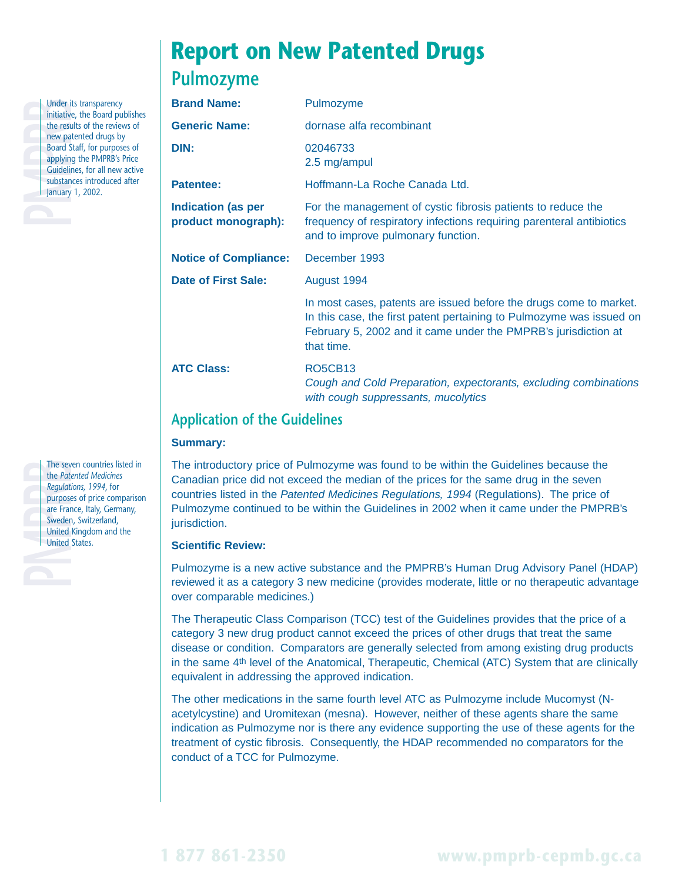# Report on New Patented Drugs

## Pulmozyme

Under its transparency initiative, the Board publishes the results of the reviews of new patented drugs by Board Staff, for purposes of applying the PMPRB's Price Guidelines, for all new active substances introduced after January 1, 2002.

| | |
|---|---|
| **Brand Name:** | Pulmozyme |
| **Generic Name:** | dornase alfa recombinant |
| **DIN:** | 02046733<br>2.5 mg/ampul |
| **Patentee:** | Hoffmann-La Roche Canada Ltd. |
| **Indication (as per product monograph):** | For the management of cystic fibrosis patients to reduce the frequency of respiratory infections requiring parenteral antibiotics and to improve pulmonary function. |
| **Notice of Compliance:** | December 1993 |
| **Date of First Sale:** | August 1994 |
| | In most cases, patents are issued before the drugs come to market. In this case, the first patent pertaining to Pulmozyme was issued on February 5, 2002 and it came under the PMPRB's jurisdiction at that time. |
| **ATC Class:** | RO5CB13<br>*Cough and Cold Preparation, expectorants, excluding combinations with cough suppressants, mucolytics* |

## Application of the Guidelines

**Summary:**

The introductory price of Pulmozyme was found to be within the Guidelines because the Canadian price did not exceed the median of the prices for the same drug in the seven countries listed in the *Patented Medicines Regulations, 1994* (Regulations). The price of Pulmozyme continued to be within the Guidelines in 2002 when it came under the PMPRB's jurisdiction.

The seven countries listed in the *Patented Medicines Regulations, 1994*, for purposes of price comparison are France, Italy, Germany, Sweden, Switzerland, United Kingdom and the United States.

**Scientific Review:**

Pulmozyme is a new active substance and the PMPRB's Human Drug Advisory Panel (HDAP) reviewed it as a category 3 new medicine (provides moderate, little or no therapeutic advantage over comparable medicines.)

The Therapeutic Class Comparison (TCC) test of the Guidelines provides that the price of a category 3 new drug product cannot exceed the prices of other drugs that treat the same disease or condition. Comparators are generally selected from among existing drug products in the same 4th level of the Anatomical, Therapeutic, Chemical (ATC) System that are clinically equivalent in addressing the approved indication.

The other medications in the same fourth level ATC as Pulmozyme include Mucomyst (N-acetylcystine) and Uromitexan (mesna). However, neither of these agents share the same indication as Pulmozyme nor is there any evidence supporting the use of these agents for the treatment of cystic fibrosis. Consequently, the HDAP recommended no comparators for the conduct of a TCC for Pulmozyme.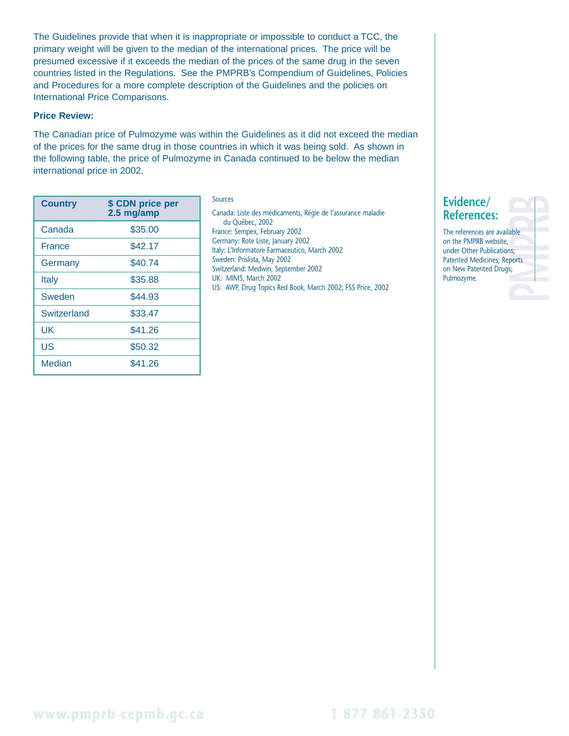The Guidelines provide that when it is inappropriate or impossible to conduct a TCC, the primary weight will be given to the median of the international prices. The price will be presumed excessive if it exceeds the median of the prices of the same drug in the seven countries listed in the Regulations. See the PMPRB's Compendium of Guidelines, Policies and Procedures for a more complete description of the Guidelines and the policies on International Price Comparisons.

**Price Review:**

The Canadian price of Pulmozyme was within the Guidelines as it did not exceed the median of the prices for the same drug in those countries in which it was being sold. As shown in the following table, the price of Pulmozyme in Canada continued to be below the median international price in 2002.

| Country | $ CDN price per 2.5 mg/amp |
|---|---|
| Canada | $35.00 |
| France | $42.17 |
| Germany | $40.74 |
| Italy | $35.88 |
| Sweden | $44.93 |
| Switzerland | $33.47 |
| UK | $41.26 |
| US | $50.32 |
| Median | $41.26 |

Sources

Canada: Liste des médicaments, Régie de l'assurance maladie du Québec, 2002
France: Sempex, February 2002
Germany: Rote Liste, January 2002
Italy: L'Informatore Farmaceutico, March 2002
Sweden: Prislista, May 2002
Switzerland: Medwin, September 2002
UK: MIMS, March 2002
US: AWP, Drug Topics Red Book, March 2002; FSS Price, 2002

## Evidence/ References:

The references are available on the PMPRB website, under Other Publications; Patented Medicines; Reports on New Patented Drugs; Pulmozyme.